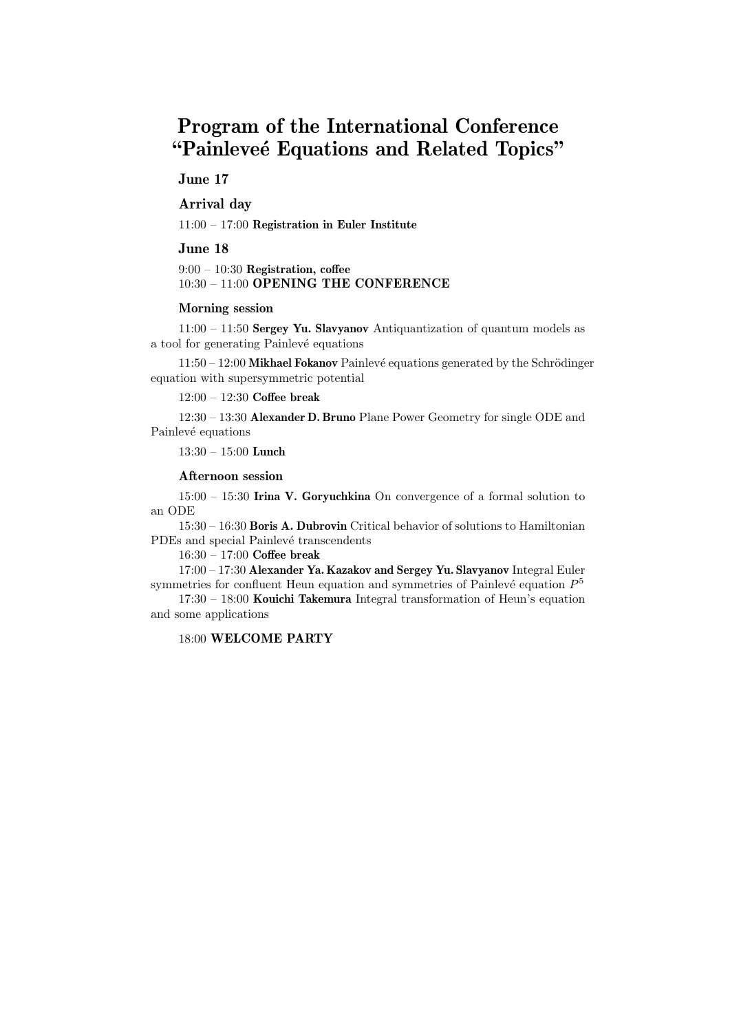# Program of the International Conference "Painleveé Equations and Related Topics"

## June 17

### Arrival day

11:00 – 17:00 **Registration in Euler Institute**

## June 18

9:00 – 10:30 **Registration, coffee**
10:30 – 11:00 **OPENING THE CONFERENCE**

### Morning session

11:00 – 11:50 **Sergey Yu. Slavyanov** Antiquantization of quantum models as a tool for generating Painlevé equations

11:50 – 12:00 **Mikhael Fokanov** Painlevé equations generated by the Schrödinger equation with supersymmetric potential

12:00 – 12:30 **Coffee break**

12:30 – 13:30 **Alexander D. Bruno** Plane Power Geometry for single ODE and Painlevé equations

13:30 – 15:00 **Lunch**

### Afternoon session

15:00 – 15:30 **Irina V. Goryuchkina** On convergence of a formal solution to an ODE

15:30 – 16:30 **Boris A. Dubrovin** Critical behavior of solutions to Hamiltonian PDEs and special Painlevé transcendents

16:30 – 17:00 **Coffee break**

17:00 – 17:30 **Alexander Ya. Kazakov and Sergey Yu. Slavyanov** Integral Euler symmetries for confluent Heun equation and symmetries of Painlevé equation $P^5$

17:30 – 18:00 **Kouichi Takemura** Integral transformation of Heun's equation and some applications

18:00 **WELCOME PARTY**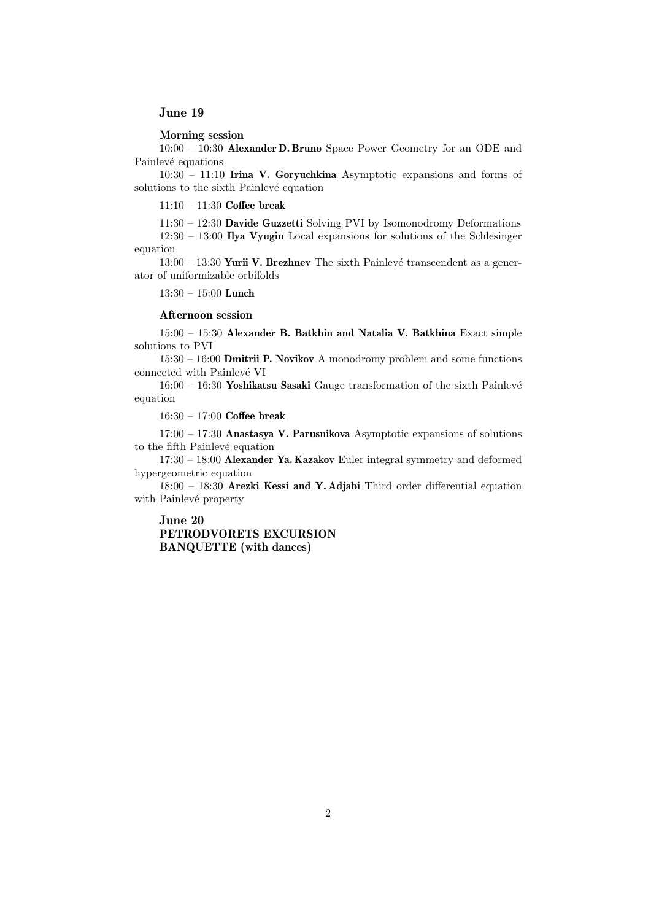## June 19

### Morning session

10:00 – 10:30 **Alexander D. Bruno** Space Power Geometry for an ODE and Painlevé equations

10:30 – 11:10 **Irina V. Goryuchkina** Asymptotic expansions and forms of solutions to the sixth Painlevé equation

11:10 – 11:30 **Coffee break**

11:30 – 12:30 **Davide Guzzetti** Solving PVI by Isomonodromy Deformations

12:30 – 13:00 **Ilya Vyugin** Local expansions for solutions of the Schlesinger equation

13:00 – 13:30 **Yurii V. Brezhnev** The sixth Painlevé transcendent as a generator of uniformizable orbifolds

13:30 – 15:00 **Lunch**

### Afternoon session

15:00 – 15:30 **Alexander B. Batkhin and Natalia V. Batkhina** Exact simple solutions to PVI

15:30 – 16:00 **Dmitrii P. Novikov** A monodromy problem and some functions connected with Painlevé VI

16:00 – 16:30 **Yoshikatsu Sasaki** Gauge transformation of the sixth Painlevé equation

16:30 – 17:00 **Coffee break**

17:00 – 17:30 **Anastasya V. Parusnikova** Asymptotic expansions of solutions to the fifth Painlevé equation

17:30 – 18:00 **Alexander Ya. Kazakov** Euler integral symmetry and deformed hypergeometric equation

18:00 – 18:30 **Arezki Kessi and Y. Adjabi** Third order differential equation with Painlevé property

## June 20

**PETRODVORETS EXCURSION**

**BANQUETTE (with dances)**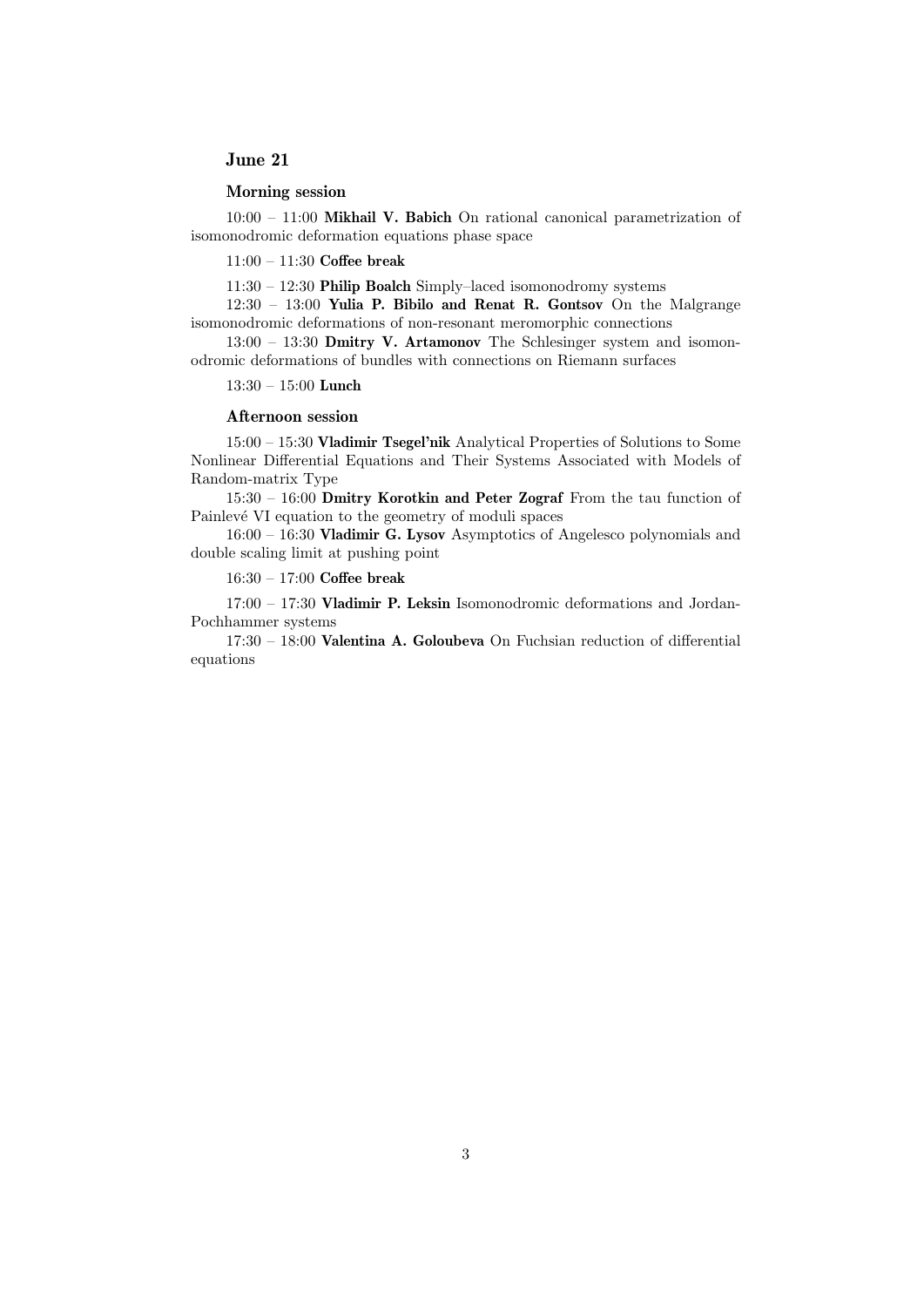## June 21

### Morning session

10:00 – 11:00 **Mikhail V. Babich** On rational canonical parametrization of isomonodromic deformation equations phase space

11:00 – 11:30 **Coffee break**

11:30 – 12:30 **Philip Boalch** Simply–laced isomonodromy systems

12:30 – 13:00 **Yulia P. Bibilo and Renat R. Gontsov** On the Malgrange isomonodromic deformations of non-resonant meromorphic connections

13:00 – 13:30 **Dmitry V. Artamonov** The Schlesinger system and isomonodromic deformations of bundles with connections on Riemann surfaces

13:30 – 15:00 **Lunch**

### Afternoon session

15:00 – 15:30 **Vladimir Tsegel'nik** Analytical Properties of Solutions to Some Nonlinear Differential Equations and Their Systems Associated with Models of Random-matrix Type

15:30 – 16:00 **Dmitry Korotkin and Peter Zograf** From the tau function of Painlevé VI equation to the geometry of moduli spaces

16:00 – 16:30 **Vladimir G. Lysov** Asymptotics of Angelesco polynomials and double scaling limit at pushing point

16:30 – 17:00 **Coffee break**

17:00 – 17:30 **Vladimir P. Leksin** Isomonodromic deformations and Jordan-Pochhammer systems

17:30 – 18:00 **Valentina A. Goloubeva** On Fuchsian reduction of differential equations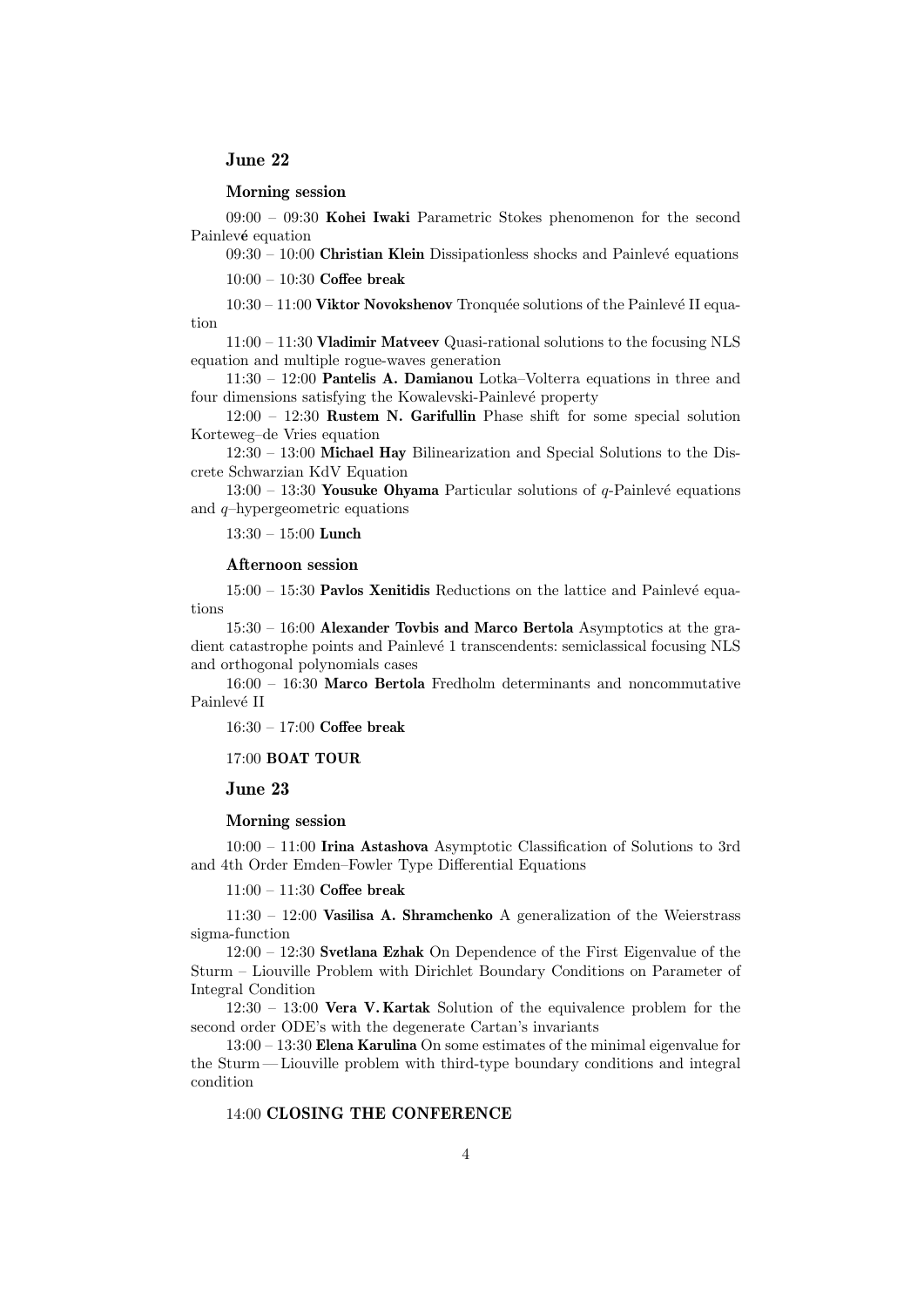## June 22

### Morning session

09:00 – 09:30 **Kohei Iwaki** Parametric Stokes phenomenon for the second Painlev**é** equation

09:30 – 10:00 **Christian Klein** Dissipationless shocks and Painlevé equations

10:00 – 10:30 **Coffee break**

10:30 – 11:00 **Viktor Novokshenov** Tronquée solutions of the Painlevé II equation

11:00 – 11:30 **Vladimir Matveev** Quasi-rational solutions to the focusing NLS equation and multiple rogue-waves generation

11:30 – 12:00 **Pantelis A. Damianou** Lotka–Volterra equations in three and four dimensions satisfying the Kowalevski-Painlevé property

12:00 – 12:30 **Rustem N. Garifullin** Phase shift for some special solution Korteweg–de Vries equation

12:30 – 13:00 **Michael Hay** Bilinearization and Special Solutions to the Discrete Schwarzian KdV Equation

13:00 – 13:30 **Yousuke Ohyama** Particular solutions of $q$-Painlevé equations and $q$–hypergeometric equations

13:30 – 15:00 **Lunch**

### Afternoon session

15:00 – 15:30 **Pavlos Xenitidis** Reductions on the lattice and Painlevé equations

15:30 – 16:00 **Alexander Tovbis and Marco Bertola** Asymptotics at the gradient catastrophe points and Painlevé 1 transcendents: semiclassical focusing NLS and orthogonal polynomials cases

16:00 – 16:30 **Marco Bertola** Fredholm determinants and noncommutative Painlevé II

16:30 – 17:00 **Coffee break**

17:00 **BOAT TOUR**

## June 23

### Morning session

10:00 – 11:00 **Irina Astashova** Asymptotic Classification of Solutions to 3rd and 4th Order Emden–Fowler Type Differential Equations

11:00 – 11:30 **Coffee break**

11:30 – 12:00 **Vasilisa A. Shramchenko** A generalization of the Weierstrass sigma-function

12:00 – 12:30 **Svetlana Ezhak** On Dependence of the First Eigenvalue of the Sturm – Liouville Problem with Dirichlet Boundary Conditions on Parameter of Integral Condition

12:30 – 13:00 **Vera V. Kartak** Solution of the equivalence problem for the second order ODE's with the degenerate Cartan's invariants

13:00 – 13:30 **Elena Karulina** On some estimates of the minimal eigenvalue for the Sturm — Liouville problem with third-type boundary conditions and integral condition

14:00 **CLOSING THE CONFERENCE**